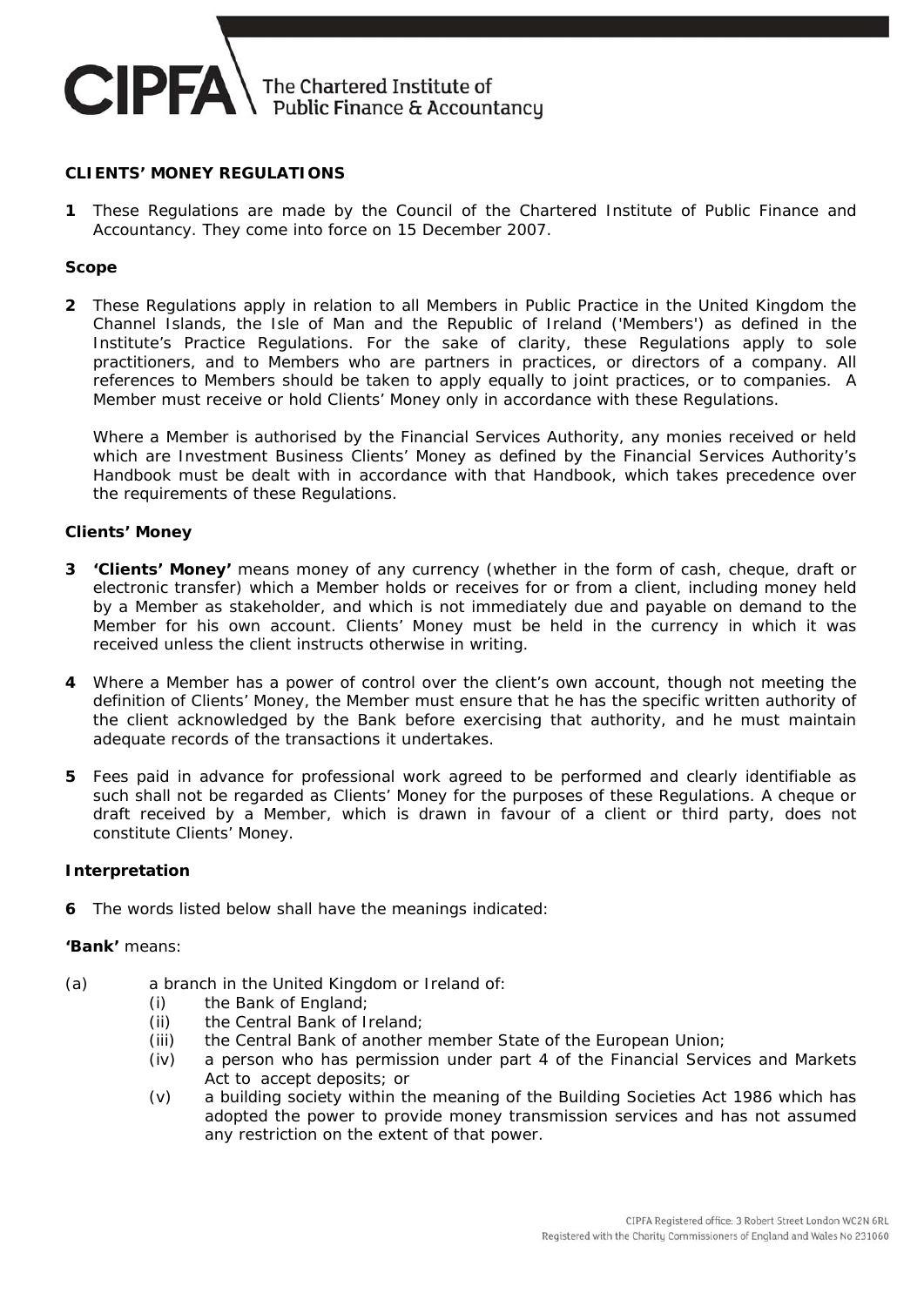CIPFA The Chartered Institute of Public Finance & Accountancy

**CLIENTS' MONEY REGULATIONS**

**1** These Regulations are made by the Council of the Chartered Institute of Public Finance and Accountancy. They come into force on 15 December 2007.

**Scope**

**2** These Regulations apply in relation to all Members in Public Practice in the United Kingdom the Channel Islands, the Isle of Man and the Republic of Ireland ('Members') as defined in the Institute's Practice Regulations. For the sake of clarity, these Regulations apply to sole practitioners, and to Members who are partners in practices, or directors of a company. All references to Members should be taken to apply equally to joint practices, or to companies. A Member must receive or hold Clients' Money only in accordance with these Regulations.

Where a Member is authorised by the Financial Services Authority, any monies received or held which are Investment Business Clients' Money as defined by the Financial Services Authority's Handbook must be dealt with in accordance with that Handbook, which takes precedence over the requirements of these Regulations.

**Clients' Money**

**3** **'Clients' Money'** means money of any currency (whether in the form of cash, cheque, draft or electronic transfer) which a Member holds or receives for or from a client, including money held by a Member as stakeholder, and which is not immediately due and payable on demand to the Member for his own account. Clients' Money must be held in the currency in which it was received unless the client instructs otherwise in writing.

**4** Where a Member has a power of control over the client's own account, though not meeting the definition of Clients' Money, the Member must ensure that he has the specific written authority of the client acknowledged by the Bank before exercising that authority, and he must maintain adequate records of the transactions it undertakes.

**5** Fees paid in advance for professional work agreed to be performed and clearly identifiable as such shall not be regarded as Clients' Money for the purposes of these Regulations. A cheque or draft received by a Member, which is drawn in favour of a client or third party, does not constitute Clients' Money.

**Interpretation**

**6** The words listed below shall have the meanings indicated:

**'Bank'** means:

(a) a branch in the United Kingdom or Ireland of:
  - (i) the Bank of England;
  - (ii) the Central Bank of Ireland;
  - (iii) the Central Bank of another member State of the European Union;
  - (iv) a person who has permission under part 4 of the Financial Services and Markets Act to accept deposits; or
  - (v) a building society within the meaning of the Building Societies Act 1986 which has adopted the power to provide money transmission services and has not assumed any restriction on the extent of that power.

CIPFA Registered office: 3 Robert Street London WC2N 6RL
Registered with the Charity Commissioners of England and Wales No 231060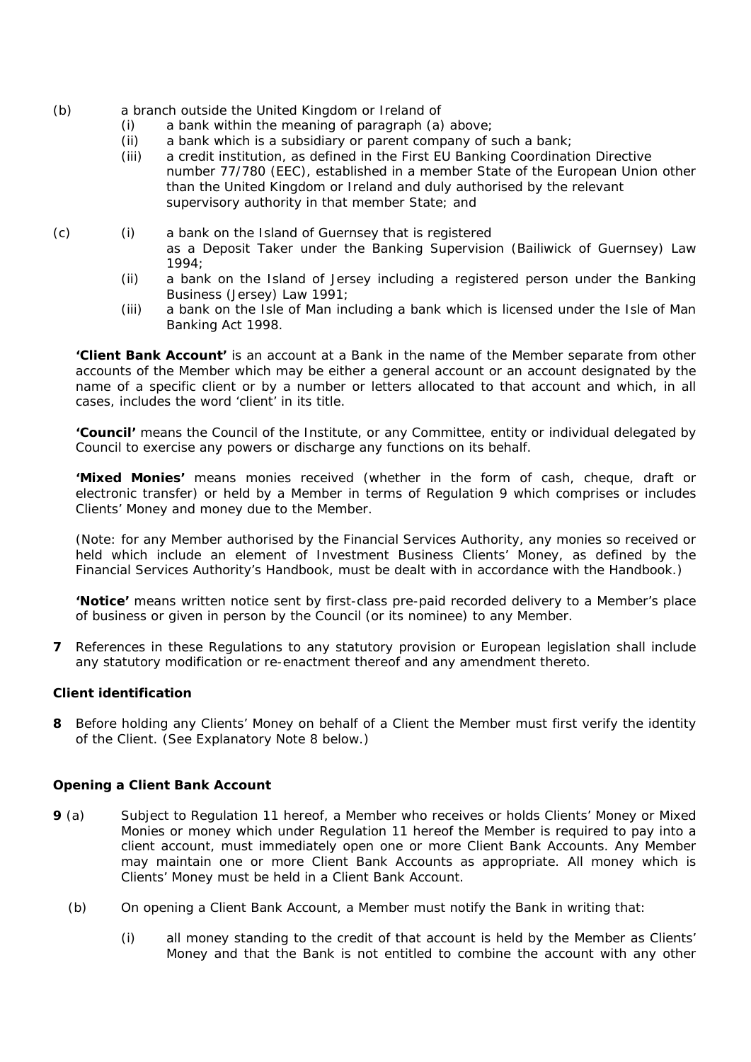(b) a branch outside the United Kingdom or Ireland of

   (i) a bank within the meaning of paragraph (a) above;

   (ii) a bank which is a subsidiary or parent company of such a bank;

   (iii) a credit institution, as defined in the First EU Banking Coordination Directive number 77/780 (EEC), established in a member State of the European Union other than the United Kingdom or Ireland and duly authorised by the relevant supervisory authority in that member State; and

(c) (i) a bank on the Island of Guernsey that is registered as a Deposit Taker under the Banking Supervision (Bailiwick of Guernsey) Law 1994;

   (ii) a bank on the Island of Jersey including a registered person under the Banking Business (Jersey) Law 1991;

   (iii) a bank on the Isle of Man including a bank which is licensed under the Isle of Man Banking Act 1998.

**'Client Bank Account'** is an account at a Bank in the name of the Member separate from other accounts of the Member which may be either a general account or an account designated by the name of a specific client or by a number or letters allocated to that account and which, in all cases, includes the word 'client' in its title.

**'Council'** means the Council of the Institute, or any Committee, entity or individual delegated by Council to exercise any powers or discharge any functions on its behalf.

**'Mixed Monies'** means monies received (whether in the form of cash, cheque, draft or electronic transfer) or held by a Member in terms of Regulation 9 which comprises or includes Clients' Money and money due to the Member.

(Note: for any Member authorised by the Financial Services Authority, any monies so received or held which include an element of Investment Business Clients' Money, as defined by the Financial Services Authority's Handbook, must be dealt with in accordance with the Handbook.)

**'Notice'** means written notice sent by first-class pre-paid recorded delivery to a Member's place of business or given in person by the Council (or its nominee) to any Member.

**7** References in these Regulations to any statutory provision or European legislation shall include any statutory modification or re-enactment thereof and any amendment thereto.

**Client identification**

**8** Before holding any Clients' Money on behalf of a Client the Member must first verify the identity of the Client. (See Explanatory Note 8 below.)

**Opening a Client Bank Account**

**9** (a) Subject to Regulation 11 hereof, a Member who receives or holds Clients' Money or Mixed Monies or money which under Regulation 11 hereof the Member is required to pay into a client account, must immediately open one or more Client Bank Accounts. Any Member may maintain one or more Client Bank Accounts as appropriate. All money which is Clients' Money must be held in a Client Bank Account.

(b) On opening a Client Bank Account, a Member must notify the Bank in writing that:

   (i) all money standing to the credit of that account is held by the Member as Clients' Money and that the Bank is not entitled to combine the account with any other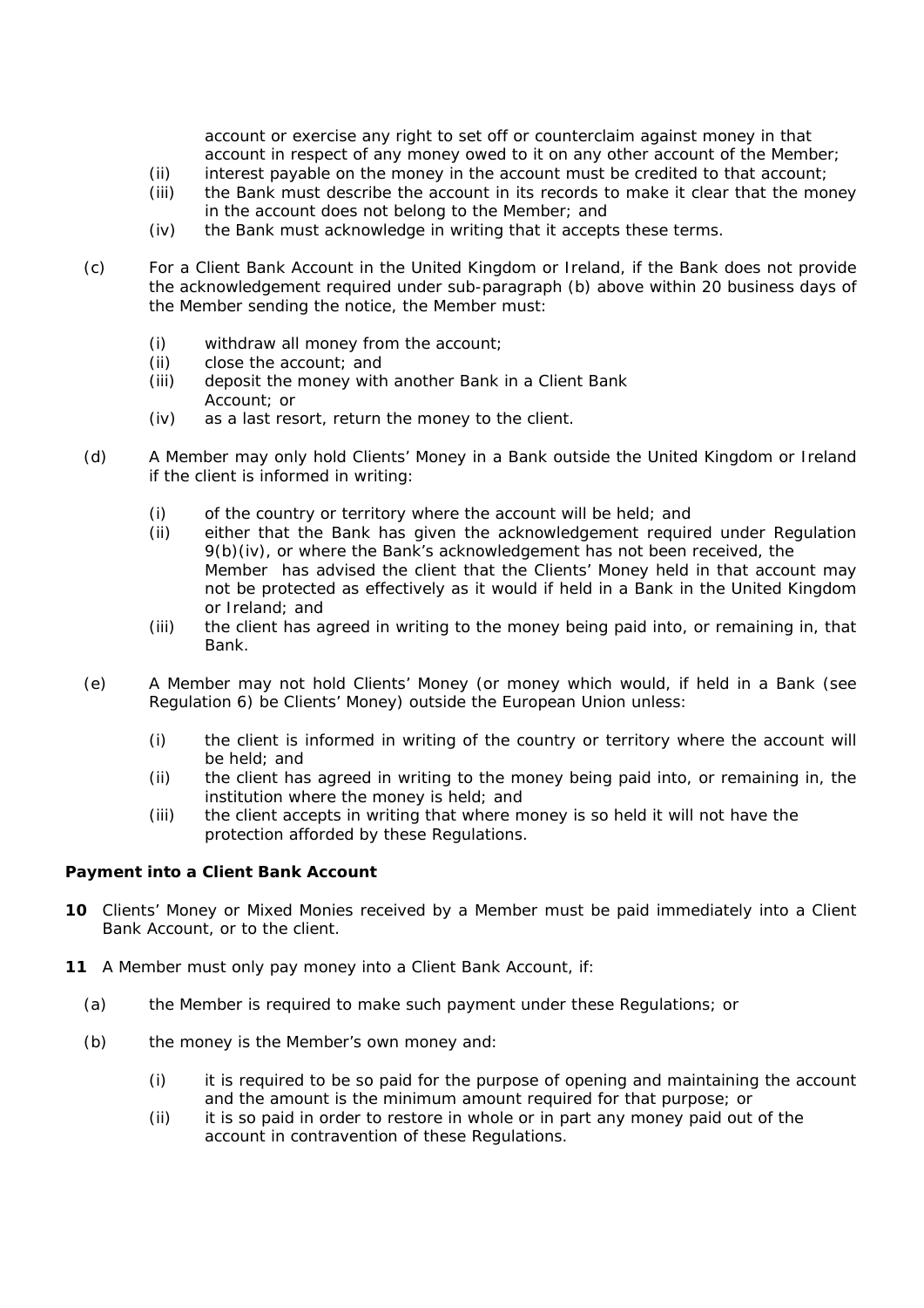account or exercise any right to set off or counterclaim against money in that account in respect of any money owed to it on any other account of the Member;

(ii) interest payable on the money in the account must be credited to that account;

(iii) the Bank must describe the account in its records to make it clear that the money in the account does not belong to the Member; and

(iv) the Bank must acknowledge in writing that it accepts these terms.

(c) For a Client Bank Account in the United Kingdom or Ireland, if the Bank does not provide the acknowledgement required under sub-paragraph (b) above within 20 business days of the Member sending the notice, the Member must:

(i) withdraw all money from the account;

(ii) close the account; and

(iii) deposit the money with another Bank in a Client Bank Account; or

(iv) as a last resort, return the money to the client.

(d) A Member may only hold Clients' Money in a Bank outside the United Kingdom or Ireland if the client is informed in writing:

(i) of the country or territory where the account will be held; and

(ii) either that the Bank has given the acknowledgement required under Regulation 9(b)(iv), or where the Bank's acknowledgement has not been received, the Member has advised the client that the Clients' Money held in that account may not be protected as effectively as it would if held in a Bank in the United Kingdom or Ireland; and

(iii) the client has agreed in writing to the money being paid into, or remaining in, that Bank.

(e) A Member may not hold Clients' Money (or money which would, if held in a Bank (see Regulation 6) be Clients' Money) outside the European Union unless:

(i) the client is informed in writing of the country or territory where the account will be held; and

(ii) the client has agreed in writing to the money being paid into, or remaining in, the institution where the money is held; and

(iii) the client accepts in writing that where money is so held it will not have the protection afforded by these Regulations.

**Payment into a Client Bank Account**

**10** Clients' Money or Mixed Monies received by a Member must be paid immediately into a Client Bank Account, or to the client.

**11** A Member must only pay money into a Client Bank Account, if:

(a) the Member is required to make such payment under these Regulations; or

(b) the money is the Member's own money and:

(i) it is required to be so paid for the purpose of opening and maintaining the account and the amount is the minimum amount required for that purpose; or

(ii) it is so paid in order to restore in whole or in part any money paid out of the account in contravention of these Regulations.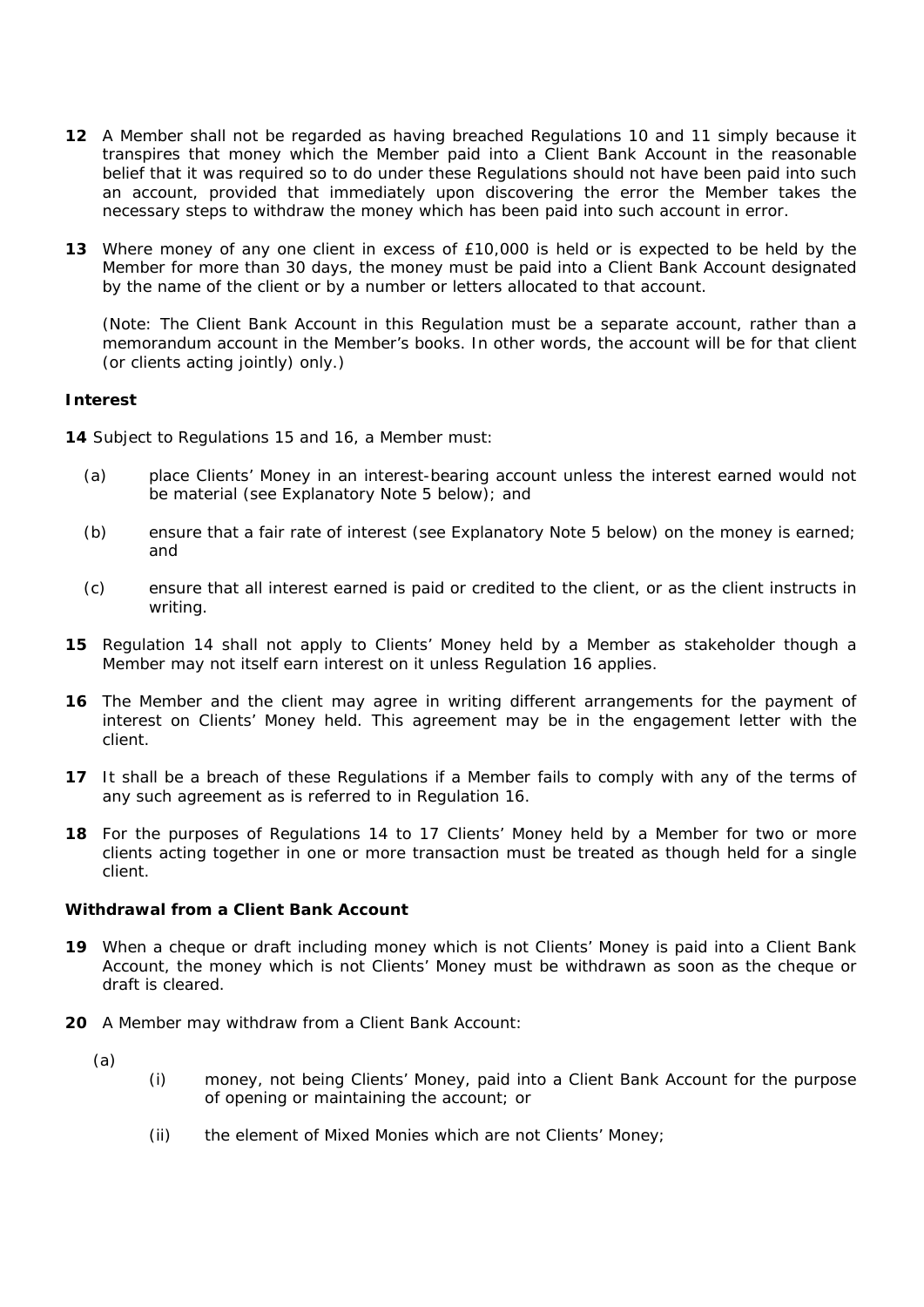**12** A Member shall not be regarded as having breached Regulations 10 and 11 simply because it transpires that money which the Member paid into a Client Bank Account in the reasonable belief that it was required so to do under these Regulations should not have been paid into such an account, provided that immediately upon discovering the error the Member takes the necessary steps to withdraw the money which has been paid into such account in error.

**13** Where money of any one client in excess of £10,000 is held or is expected to be held by the Member for more than 30 days, the money must be paid into a Client Bank Account designated by the name of the client or by a number or letters allocated to that account.

*(Note: The Client Bank Account in this Regulation must be a separate account, rather than a memorandum account in the Member's books. In other words, the account will be for that client (or clients acting jointly) only.)*

**Interest**

**14** Subject to Regulations 15 and 16, a Member must:

(a) place Clients' Money in an interest-bearing account unless the interest earned would not be material (see Explanatory Note 5 below); and

(b) ensure that a fair rate of interest (see Explanatory Note 5 below) on the money is earned; and

(c) ensure that all interest earned is paid or credited to the client, or as the client instructs in writing.

**15** Regulation 14 shall not apply to Clients' Money held by a Member as stakeholder though a Member may not itself earn interest on it unless Regulation 16 applies.

**16** The Member and the client may agree in writing different arrangements for the payment of interest on Clients' Money held. This agreement may be in the engagement letter with the client.

**17** It shall be a breach of these Regulations if a Member fails to comply with any of the terms of any such agreement as is referred to in Regulation 16.

**18** For the purposes of Regulations 14 to 17 Clients' Money held by a Member for two or more clients acting together in one or more transaction must be treated as though held for a single client.

**Withdrawal from a Client Bank Account**

**19** When a cheque or draft including money which is not Clients' Money is paid into a Client Bank Account, the money which is not Clients' Money must be withdrawn as soon as the cheque or draft is cleared.

**20** A Member may withdraw from a Client Bank Account:

(a)

(i) money, not being Clients' Money, paid into a Client Bank Account for the purpose of opening or maintaining the account; or

(ii) the element of Mixed Monies which are not Clients' Money;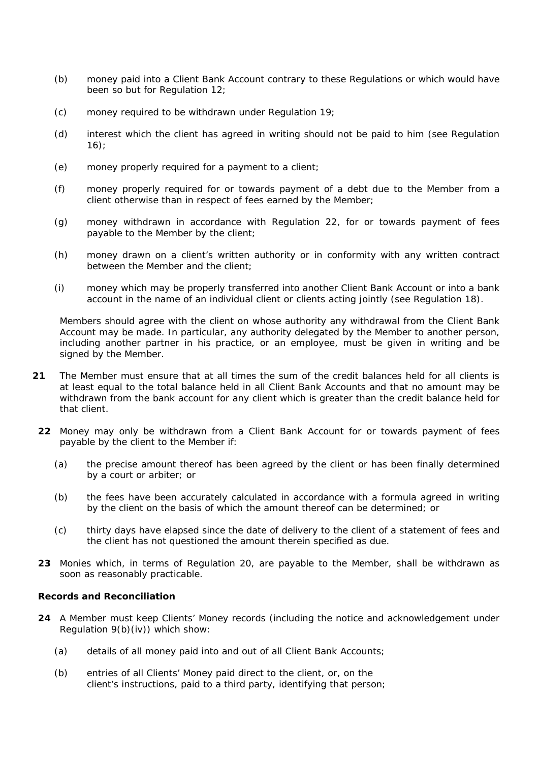(b) money paid into a Client Bank Account contrary to these Regulations or which would have been so but for Regulation 12;

(c) money required to be withdrawn under Regulation 19;

(d) interest which the client has agreed in writing should not be paid to him (see Regulation 16);

(e) money properly required for a payment to a client;

(f) money properly required for or towards payment of a debt due to the Member from a client otherwise than in respect of fees earned by the Member;

(g) money withdrawn in accordance with Regulation 22, for or towards payment of fees payable to the Member by the client;

(h) money drawn on a client's written authority or in conformity with any written contract between the Member and the client;

(i) money which may be properly transferred into another Client Bank Account or into a bank account in the name of an individual client or clients acting jointly (see Regulation 18).

Members should agree with the client on whose authority any withdrawal from the Client Bank Account may be made. In particular, any authority delegated by the Member to another person, including another partner in his practice, or an employee, must be given in writing and be signed by the Member.

**21** The Member must ensure that at all times the sum of the credit balances held for all clients is at least equal to the total balance held in all Client Bank Accounts and that no amount may be withdrawn from the bank account for any client which is greater than the credit balance held for that client.

**22** Money may only be withdrawn from a Client Bank Account for or towards payment of fees payable by the client to the Member if:

(a) the precise amount thereof has been agreed by the client or has been finally determined by a court or arbiter; or

(b) the fees have been accurately calculated in accordance with a formula agreed in writing by the client on the basis of which the amount thereof can be determined; or

(c) thirty days have elapsed since the date of delivery to the client of a statement of fees and the client has not questioned the amount therein specified as due.

**23** Monies which, in terms of Regulation 20, are payable to the Member, shall be withdrawn as soon as reasonably practicable.

### Records and Reconciliation

**24** A Member must keep Clients' Money records (including the notice and acknowledgement under Regulation 9(b)(iv)) which show:

(a) details of all money paid into and out of all Client Bank Accounts;

(b) entries of all Clients' Money paid direct to the client, or, on the client's instructions, paid to a third party, identifying that person;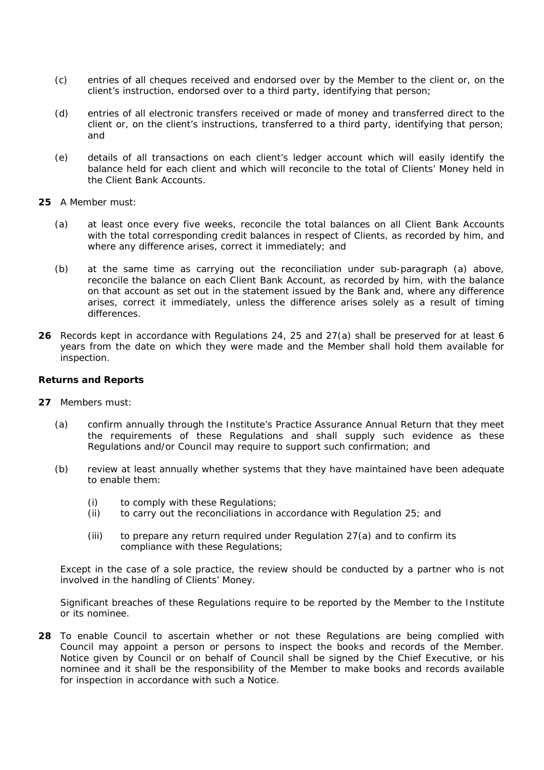(c) entries of all cheques received and endorsed over by the Member to the client or, on the client's instruction, endorsed over to a third party, identifying that person;

(d) entries of all electronic transfers received or made of money and transferred direct to the client or, on the client's instructions, transferred to a third party, identifying that person; and

(e) details of all transactions on each client's ledger account which will easily identify the balance held for each client and which will reconcile to the total of Clients' Money held in the Client Bank Accounts.

**25** A Member must:

(a) at least once every five weeks, reconcile the total balances on all Client Bank Accounts with the total corresponding credit balances in respect of Clients, as recorded by him, and where any difference arises, correct it immediately; and

(b) at the same time as carrying out the reconciliation under sub-paragraph (a) above, reconcile the balance on each Client Bank Account, as recorded by him, with the balance on that account as set out in the statement issued by the Bank and, where any difference arises, correct it immediately, unless the difference arises solely as a result of timing differences.

**26** Records kept in accordance with Regulations 24, 25 and 27(a) shall be preserved for at least 6 years from the date on which they were made and the Member shall hold them available for inspection.

**Returns and Reports**

**27** Members must:

(a) confirm annually through the Institute's Practice Assurance Annual Return that they meet the requirements of these Regulations and shall supply such evidence as these Regulations and/or Council may require to support such confirmation; and

(b) review at least annually whether systems that they have maintained have been adequate to enable them:

(i) to comply with these Regulations;
(ii) to carry out the reconciliations in accordance with Regulation 25; and
(iii) to prepare any return required under Regulation 27(a) and to confirm its compliance with these Regulations;

Except in the case of a sole practice, the review should be conducted by a partner who is not involved in the handling of Clients' Money.

Significant breaches of these Regulations require to be reported by the Member to the Institute or its nominee.

**28** To enable Council to ascertain whether or not these Regulations are being complied with Council may appoint a person or persons to inspect the books and records of the Member. Notice given by Council or on behalf of Council shall be signed by the Chief Executive, or his nominee and it shall be the responsibility of the Member to make books and records available for inspection in accordance with such a Notice.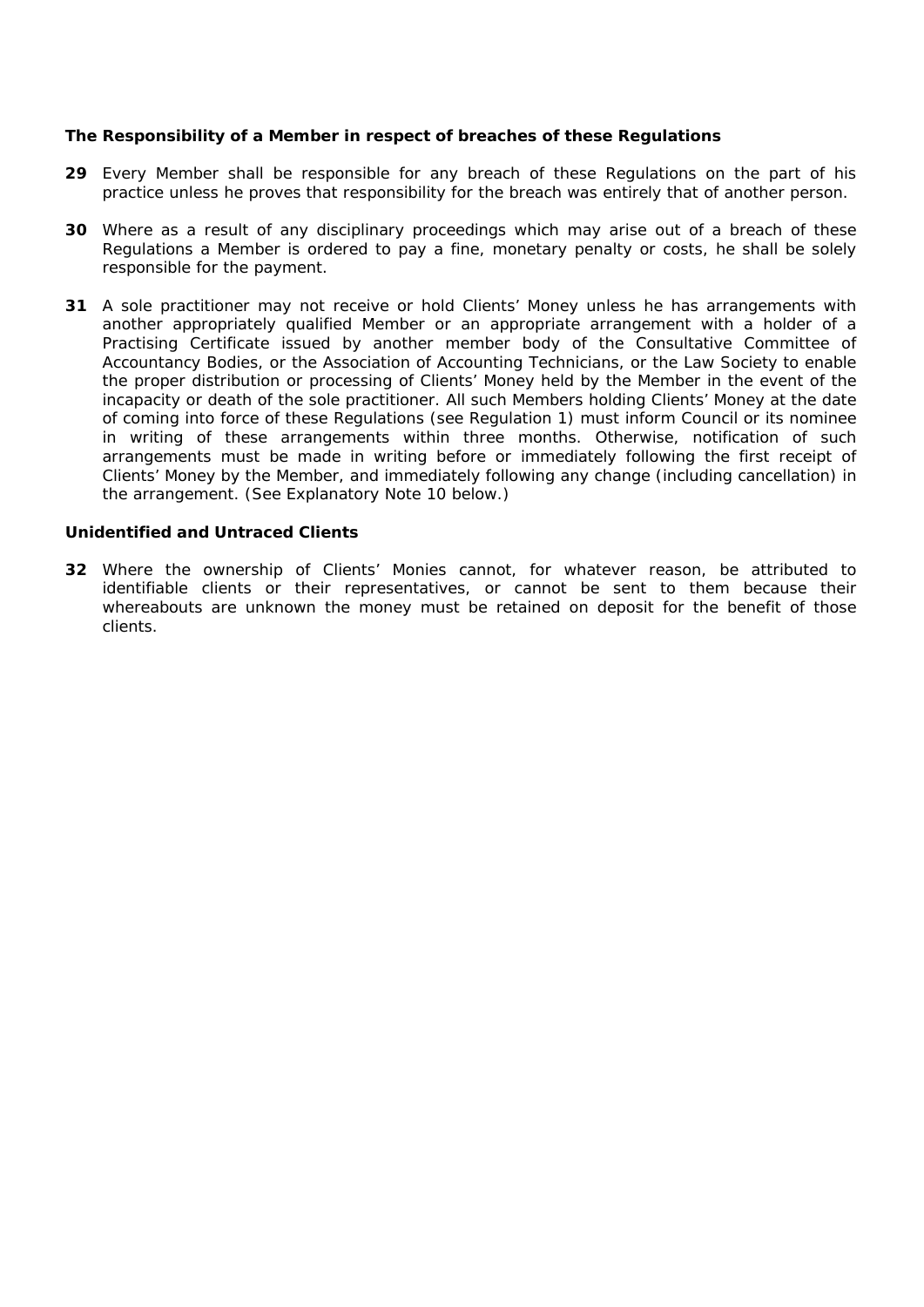**The Responsibility of a Member in respect of breaches of these Regulations**

**29** Every Member shall be responsible for any breach of these Regulations on the part of his practice unless he proves that responsibility for the breach was entirely that of another person.

**30** Where as a result of any disciplinary proceedings which may arise out of a breach of these Regulations a Member is ordered to pay a fine, monetary penalty or costs, he shall be solely responsible for the payment.

**31** A sole practitioner may not receive or hold Clients' Money unless he has arrangements with another appropriately qualified Member or an appropriate arrangement with a holder of a Practising Certificate issued by another member body of the Consultative Committee of Accountancy Bodies, or the Association of Accounting Technicians, or the Law Society to enable the proper distribution or processing of Clients' Money held by the Member in the event of the incapacity or death of the sole practitioner. All such Members holding Clients' Money at the date of coming into force of these Regulations (see Regulation 1) must inform Council or its nominee in writing of these arrangements within three months. Otherwise, notification of such arrangements must be made in writing before or immediately following the first receipt of Clients' Money by the Member, and immediately following any change (including cancellation) in the arrangement. (See Explanatory Note 10 below.)

**Unidentified and Untraced Clients**

**32** Where the ownership of Clients' Monies cannot, for whatever reason, be attributed to identifiable clients or their representatives, or cannot be sent to them because their whereabouts are unknown the money must be retained on deposit for the benefit of those clients.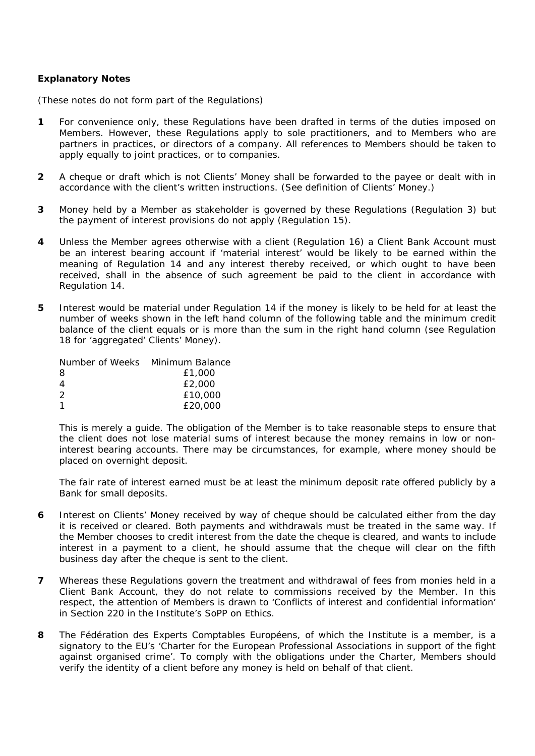**Explanatory Notes**

(These notes do not form part of the Regulations)

**1** For convenience only, these Regulations have been drafted in terms of the duties imposed on Members. However, these Regulations apply to sole practitioners, and to Members who are partners in practices, or directors of a company. All references to Members should be taken to apply equally to joint practices, or to companies.

**2** A cheque or draft which is not Clients' Money shall be forwarded to the payee or dealt with in accordance with the client's written instructions. (See definition of Clients' Money.)

**3** Money held by a Member as stakeholder is governed by these Regulations (Regulation 3) but the payment of interest provisions do not apply (Regulation 15).

**4** Unless the Member agrees otherwise with a client (Regulation 16) a Client Bank Account must be an interest bearing account if 'material interest' would be likely to be earned within the meaning of Regulation 14 and any interest thereby received, or which ought to have been received, shall in the absence of such agreement be paid to the client in accordance with Regulation 14.

**5** Interest would be material under Regulation 14 if the money is likely to be held for at least the number of weeks shown in the left hand column of the following table and the minimum credit balance of the client equals or is more than the sum in the right hand column (see Regulation 18 for 'aggregated' Clients' Money).

| Number of Weeks | Minimum Balance |
|---|---|
| 8 | £1,000 |
| 4 | £2,000 |
| 2 | £10,000 |
| 1 | £20,000 |

This is merely a guide. The obligation of the Member is to take reasonable steps to ensure that the client does not lose material sums of interest because the money remains in low or non-interest bearing accounts. There may be circumstances, for example, where money should be placed on overnight deposit.

The fair rate of interest earned must be at least the minimum deposit rate offered publicly by a Bank for small deposits.

**6** Interest on Clients' Money received by way of cheque should be calculated either from the day it is received or cleared. Both payments and withdrawals must be treated in the same way. If the Member chooses to credit interest from the date the cheque is cleared, and wants to include interest in a payment to a client, he should assume that the cheque will clear on the fifth business day after the cheque is sent to the client.

**7** Whereas these Regulations govern the treatment and withdrawal of fees from monies held in a Client Bank Account, they do not relate to commissions received by the Member. In this respect, the attention of Members is drawn to 'Conflicts of interest and confidential information' in Section 220 in the Institute's SoPP on Ethics.

**8** The Fédération des Experts Comptables Européens, of which the Institute is a member, is a signatory to the EU's 'Charter for the European Professional Associations in support of the fight against organised crime'. To comply with the obligations under the Charter, Members should verify the identity of a client before any money is held on behalf of that client.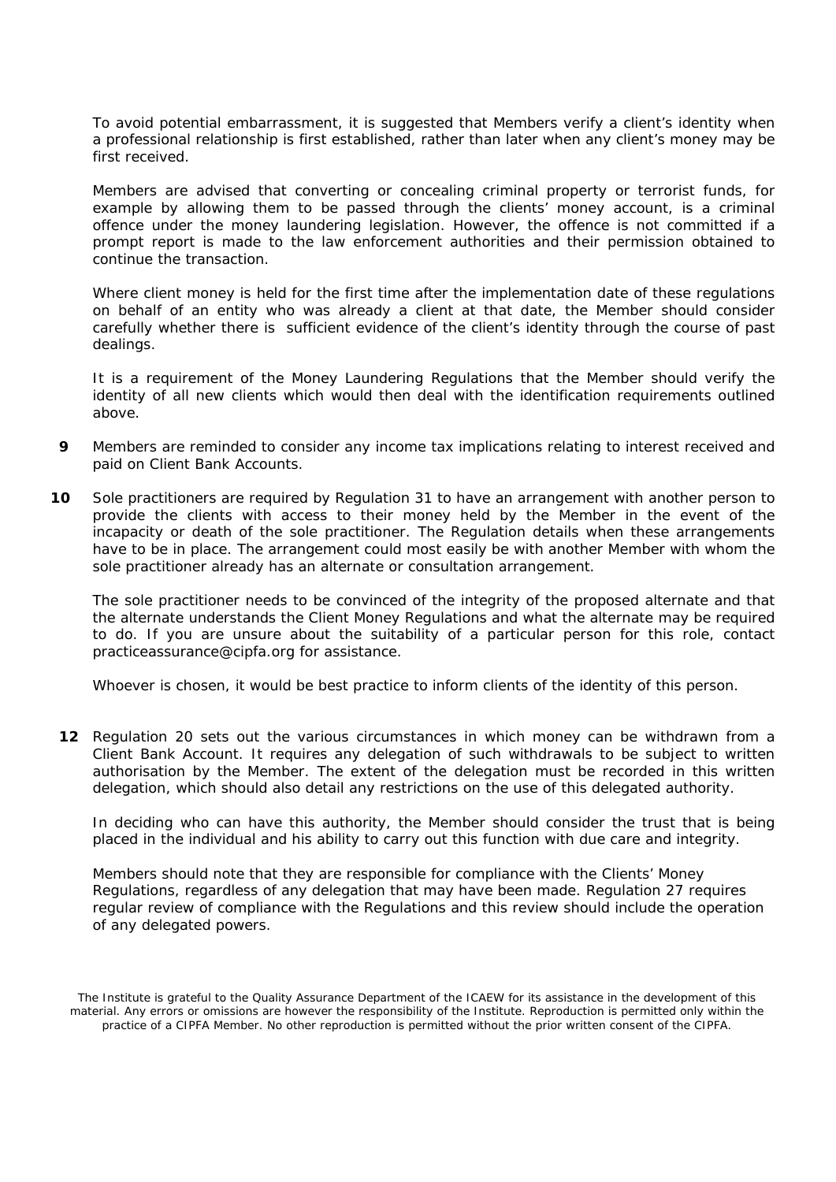To avoid potential embarrassment, it is suggested that Members verify a client's identity when a professional relationship is first established, rather than later when any client's money may be first received.

Members are advised that converting or concealing criminal property or terrorist funds, for example by allowing them to be passed through the clients' money account, is a criminal offence under the money laundering legislation. However, the offence is not committed if a prompt report is made to the law enforcement authorities and their permission obtained to continue the transaction.

Where client money is held for the first time after the implementation date of these regulations on behalf of an entity who was already a client at that date, the Member should consider carefully whether there is sufficient evidence of the client's identity through the course of past dealings.

It is a requirement of the Money Laundering Regulations that the Member should verify the identity of all new clients which would then deal with the identification requirements outlined above.

**9** Members are reminded to consider any income tax implications relating to interest received and paid on Client Bank Accounts.

**10** Sole practitioners are required by Regulation 31 to have an arrangement with another person to provide the clients with access to their money held by the Member in the event of the incapacity or death of the sole practitioner. The Regulation details when these arrangements have to be in place. The arrangement could most easily be with another Member with whom the sole practitioner already has an alternate or consultation arrangement.

The sole practitioner needs to be convinced of the integrity of the proposed alternate and that the alternate understands the Client Money Regulations and what the alternate may be required to do. If you are unsure about the suitability of a particular person for this role, contact practiceassurance@cipfa.org for assistance.

Whoever is chosen, it would be best practice to inform clients of the identity of this person.

**12** Regulation 20 sets out the various circumstances in which money can be withdrawn from a Client Bank Account. It requires any delegation of such withdrawals to be subject to written authorisation by the Member. The extent of the delegation must be recorded in this written delegation, which should also detail any restrictions on the use of this delegated authority.

In deciding who can have this authority, the Member should consider the trust that is being placed in the individual and his ability to carry out this function with due care and integrity.

Members should note that they are responsible for compliance with the Clients' Money Regulations, regardless of any delegation that may have been made. Regulation 27 requires regular review of compliance with the Regulations and this review should include the operation of any delegated powers.

The Institute is grateful to the Quality Assurance Department of the ICAEW for its assistance in the development of this material. Any errors or omissions are however the responsibility of the Institute. Reproduction is permitted only within the practice of a CIPFA Member. No other reproduction is permitted without the prior written consent of the CIPFA.